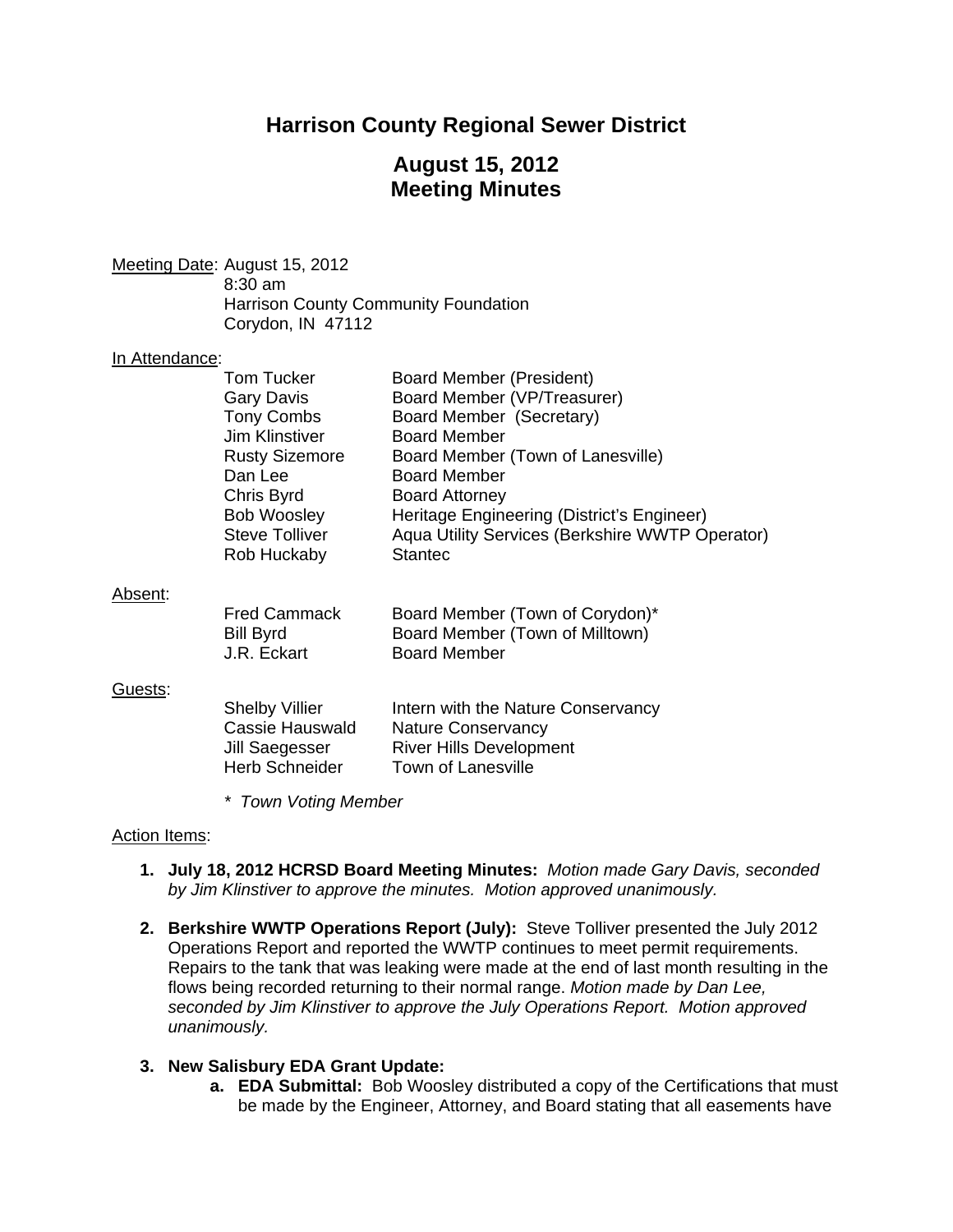# Harrison County Regional Sewer District

## August 15, 2012
## Meeting Minutes

Meeting Date: August 15, 2012
8:30 am
Harrison County Community Foundation
Corydon, IN 47112

In Attendance:

| | |
|---|---|
| Tom Tucker | Board Member (President) |
| Gary Davis | Board Member (VP/Treasurer) |
| Tony Combs | Board Member (Secretary) |
| Jim Klinstiver | Board Member |
| Rusty Sizemore | Board Member (Town of Lanesville) |
| Dan Lee | Board Member |
| Chris Byrd | Board Attorney |
| Bob Woosley | Heritage Engineering (District's Engineer) |
| Steve Tolliver | Aqua Utility Services (Berkshire WWTP Operator) |
| Rob Huckaby | Stantec |

Absent:

| | |
|---|---|
| Fred Cammack | Board Member (Town of Corydon)* |
| Bill Byrd | Board Member (Town of Milltown) |
| J.R. Eckart | Board Member |

Guests:

| | |
|---|---|
| Shelby Villier | Intern with the Nature Conservancy |
| Cassie Hauswald | Nature Conservancy |
| Jill Saegesser | River Hills Development |
| Herb Schneider | Town of Lanesville |

*\* Town Voting Member*

Action Items:

1. **July 18, 2012 HCRSD Board Meeting Minutes:** *Motion made Gary Davis, seconded by Jim Klinstiver to approve the minutes. Motion approved unanimously.*

2. **Berkshire WWTP Operations Report (July):** Steve Tolliver presented the July 2012 Operations Report and reported the WWTP continues to meet permit requirements. Repairs to the tank that was leaking were made at the end of last month resulting in the flows being recorded returning to their normal range. *Motion made by Dan Lee, seconded by Jim Klinstiver to approve the July Operations Report. Motion approved unanimously.*

3. **New Salisbury EDA Grant Update:**
   a. **EDA Submittal:** Bob Woosley distributed a copy of the Certifications that must be made by the Engineer, Attorney, and Board stating that all easements have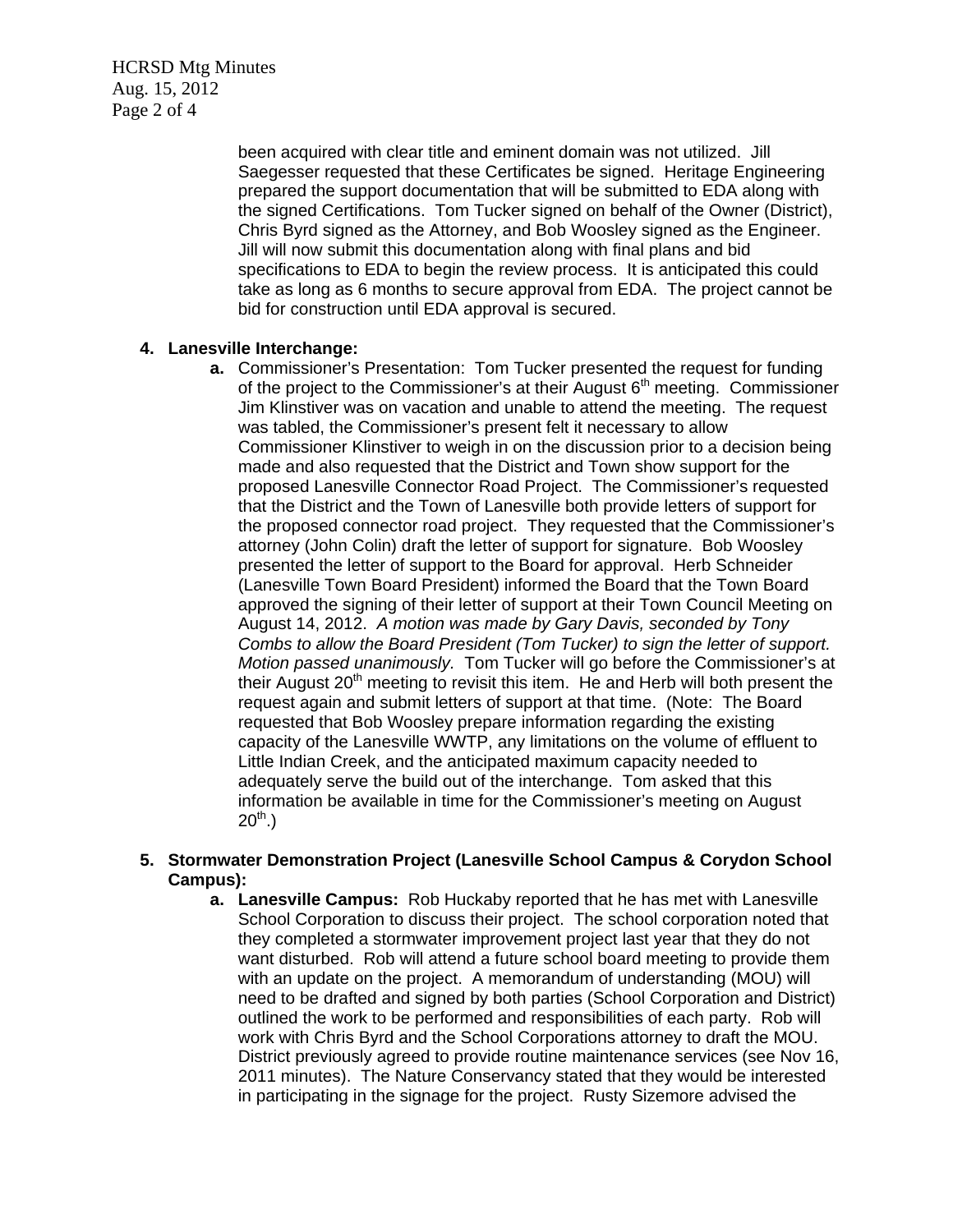been acquired with clear title and eminent domain was not utilized. Jill Saegesser requested that these Certificates be signed. Heritage Engineering prepared the support documentation that will be submitted to EDA along with the signed Certifications. Tom Tucker signed on behalf of the Owner (District), Chris Byrd signed as the Attorney, and Bob Woosley signed as the Engineer. Jill will now submit this documentation along with final plans and bid specifications to EDA to begin the review process. It is anticipated this could take as long as 6 months to secure approval from EDA. The project cannot be bid for construction until EDA approval is secured.

4. **Lanesville Interchange:**
   a. Commissioner's Presentation: Tom Tucker presented the request for funding of the project to the Commissioner's at their August 6th meeting. Commissioner Jim Klinstiver was on vacation and unable to attend the meeting. The request was tabled, the Commissioner's present felt it necessary to allow Commissioner Klinstiver to weigh in on the discussion prior to a decision being made and also requested that the District and Town show support for the proposed Lanesville Connector Road Project. The Commissioner's requested that the District and the Town of Lanesville both provide letters of support for the proposed connector road project. They requested that the Commissioner's attorney (John Colin) draft the letter of support for signature. Bob Woosley presented the letter of support to the Board for approval. Herb Schneider (Lanesville Town Board President) informed the Board that the Town Board approved the signing of their letter of support at their Town Council Meeting on August 14, 2012. *A motion was made by Gary Davis, seconded by Tony Combs to allow the Board President (Tom Tucker) to sign the letter of support. Motion passed unanimously.* Tom Tucker will go before the Commissioner's at their August 20th meeting to revisit this item. He and Herb will both present the request again and submit letters of support at that time. (Note: The Board requested that Bob Woosley prepare information regarding the existing capacity of the Lanesville WWTP, any limitations on the volume of effluent to Little Indian Creek, and the anticipated maximum capacity needed to adequately serve the build out of the interchange. Tom asked that this information be available in time for the Commissioner's meeting on August 20th.)

5. **Stormwater Demonstration Project (Lanesville School Campus & Corydon School Campus):**
   a. **Lanesville Campus:** Rob Huckaby reported that he has met with Lanesville School Corporation to discuss their project. The school corporation noted that they completed a stormwater improvement project last year that they do not want disturbed. Rob will attend a future school board meeting to provide them with an update on the project. A memorandum of understanding (MOU) will need to be drafted and signed by both parties (School Corporation and District) outlined the work to be performed and responsibilities of each party. Rob will work with Chris Byrd and the School Corporations attorney to draft the MOU. District previously agreed to provide routine maintenance services (see Nov 16, 2011 minutes). The Nature Conservancy stated that they would be interested in participating in the signage for the project. Rusty Sizemore advised the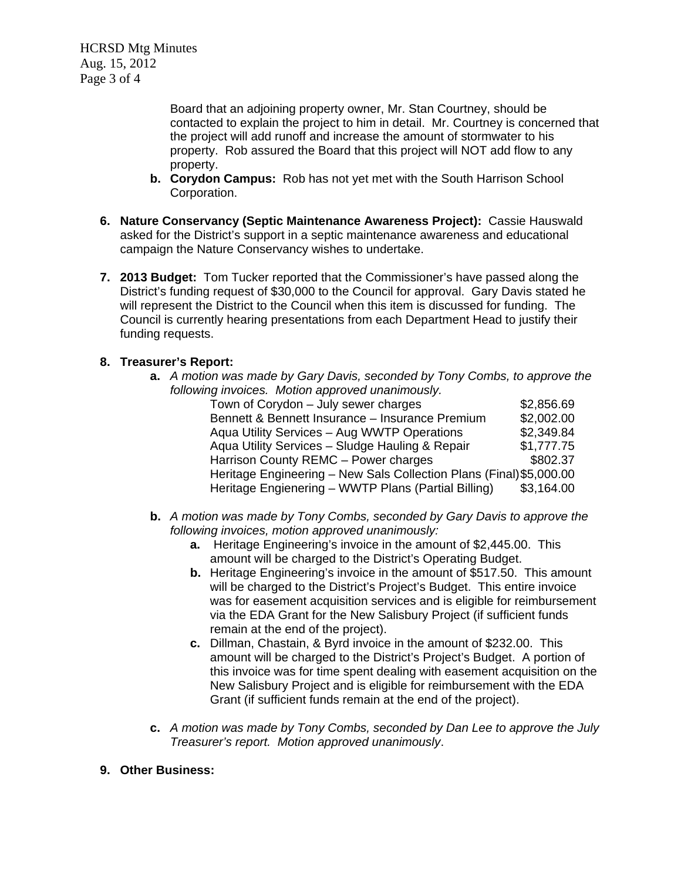Board that an adjoining property owner, Mr. Stan Courtney, should be contacted to explain the project to him in detail. Mr. Courtney is concerned that the project will add runoff and increase the amount of stormwater to his property. Rob assured the Board that this project will NOT add flow to any property.

   b. **Corydon Campus:** Rob has not yet met with the South Harrison School Corporation.

6. **Nature Conservancy (Septic Maintenance Awareness Project):** Cassie Hauswald asked for the District's support in a septic maintenance awareness and educational campaign the Nature Conservancy wishes to undertake.

7. **2013 Budget:** Tom Tucker reported that the Commissioner's have passed along the District's funding request of $30,000 to the Council for approval. Gary Davis stated he will represent the District to the Council when this item is discussed for funding. The Council is currently hearing presentations from each Department Head to justify their funding requests.

8. **Treasurer's Report:**
   a. *A motion was made by Gary Davis, seconded by Tony Combs, to approve the following invoices. Motion approved unanimously.*

| | |
|---|---|
| Town of Corydon – July sewer charges | $2,856.69 |
| Bennett & Bennett Insurance – Insurance Premium | $2,002.00 |
| Aqua Utility Services – Aug WWTP Operations | $2,349.84 |
| Aqua Utility Services – Sludge Hauling & Repair | $1,777.75 |
| Harrison County REMC – Power charges | $802.37 |
| Heritage Engineering – New Sals Collection Plans (Final) | $5,000.00 |
| Heritage Engienering – WWTP Plans (Partial Billing) | $3,164.00 |

   b. *A motion was made by Tony Combs, seconded by Gary Davis to approve the following invoices, motion approved unanimously:*
      a. Heritage Engineering's invoice in the amount of $2,445.00. This amount will be charged to the District's Operating Budget.
      b. Heritage Engineering's invoice in the amount of $517.50. This amount will be charged to the District's Project's Budget. This entire invoice was for easement acquisition services and is eligible for reimbursement via the EDA Grant for the New Salisbury Project (if sufficient funds remain at the end of the project).
      c. Dillman, Chastain, & Byrd invoice in the amount of $232.00. This amount will be charged to the District's Project's Budget. A portion of this invoice was for time spent dealing with easement acquisition on the New Salisbury Project and is eligible for reimbursement with the EDA Grant (if sufficient funds remain at the end of the project).

   c. *A motion was made by Tony Combs, seconded by Dan Lee to approve the July Treasurer's report. Motion approved unanimously*.

9. **Other Business:**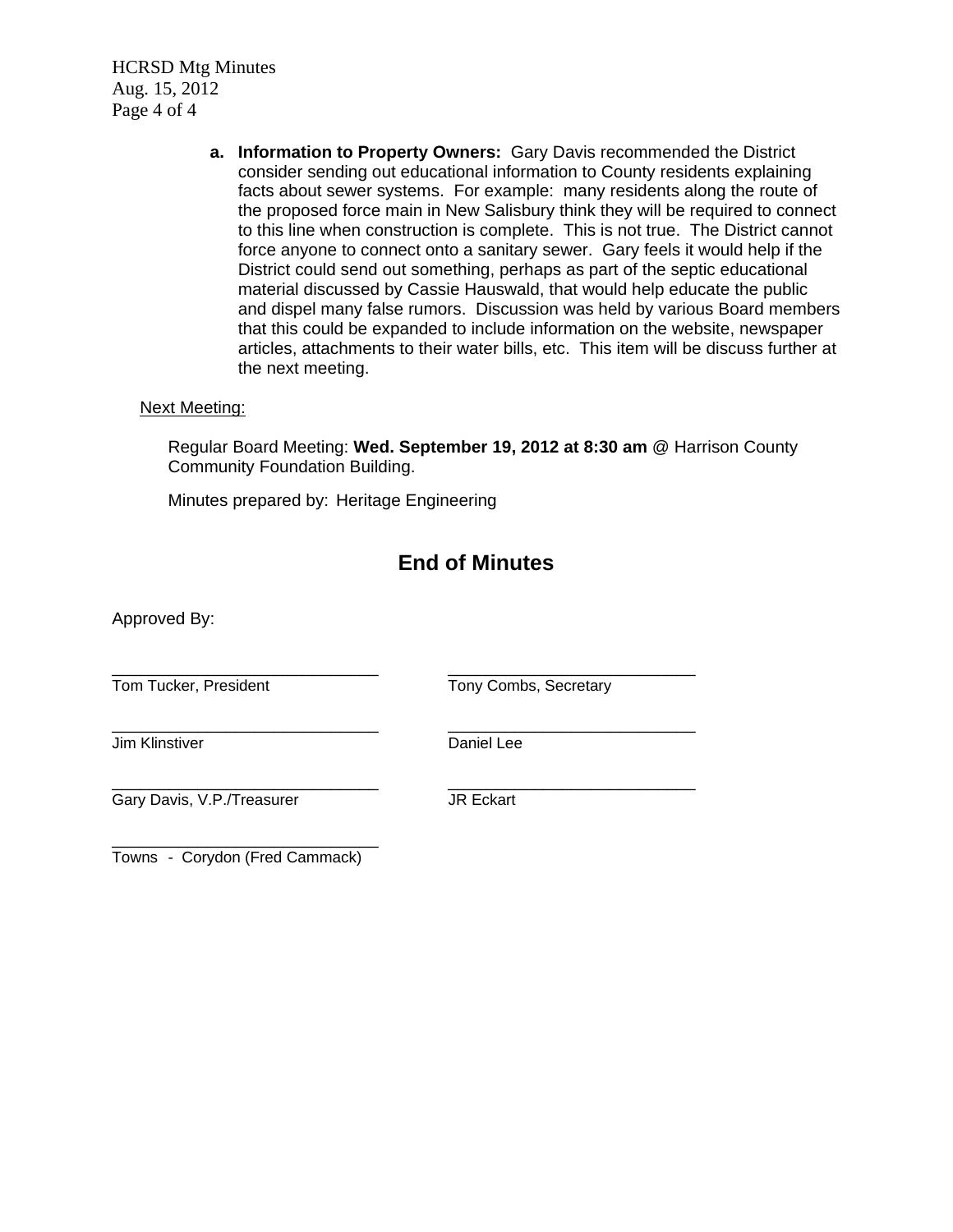a. **Information to Property Owners:** Gary Davis recommended the District consider sending out educational information to County residents explaining facts about sewer systems. For example: many residents along the route of the proposed force main in New Salisbury think they will be required to connect to this line when construction is complete. This is not true. The District cannot force anyone to connect onto a sanitary sewer. Gary feels it would help if the District could send out something, perhaps as part of the septic educational material discussed by Cassie Hauswald, that would help educate the public and dispel many false rumors. Discussion was held by various Board members that this could be expanded to include information on the website, newspaper articles, attachments to their water bills, etc. This item will be discuss further at the next meeting.

<u>Next Meeting:</u>

Regular Board Meeting: **Wed. September 19, 2012 at 8:30 am** @ Harrison County Community Foundation Building.

Minutes prepared by: Heritage Engineering

## End of Minutes

Approved By:

| | |
|---|---|
| ____________________________ | ____________________________ |
| Tom Tucker, President | Tony Combs, Secretary |
| ____________________________ | ____________________________ |
| Jim Klinstiver | Daniel Lee |
| ____________________________ | ____________________________ |
| Gary Davis, V.P./Treasurer | JR Eckart |
| ____________________________ | |
| Towns - Corydon (Fred Cammack) | |